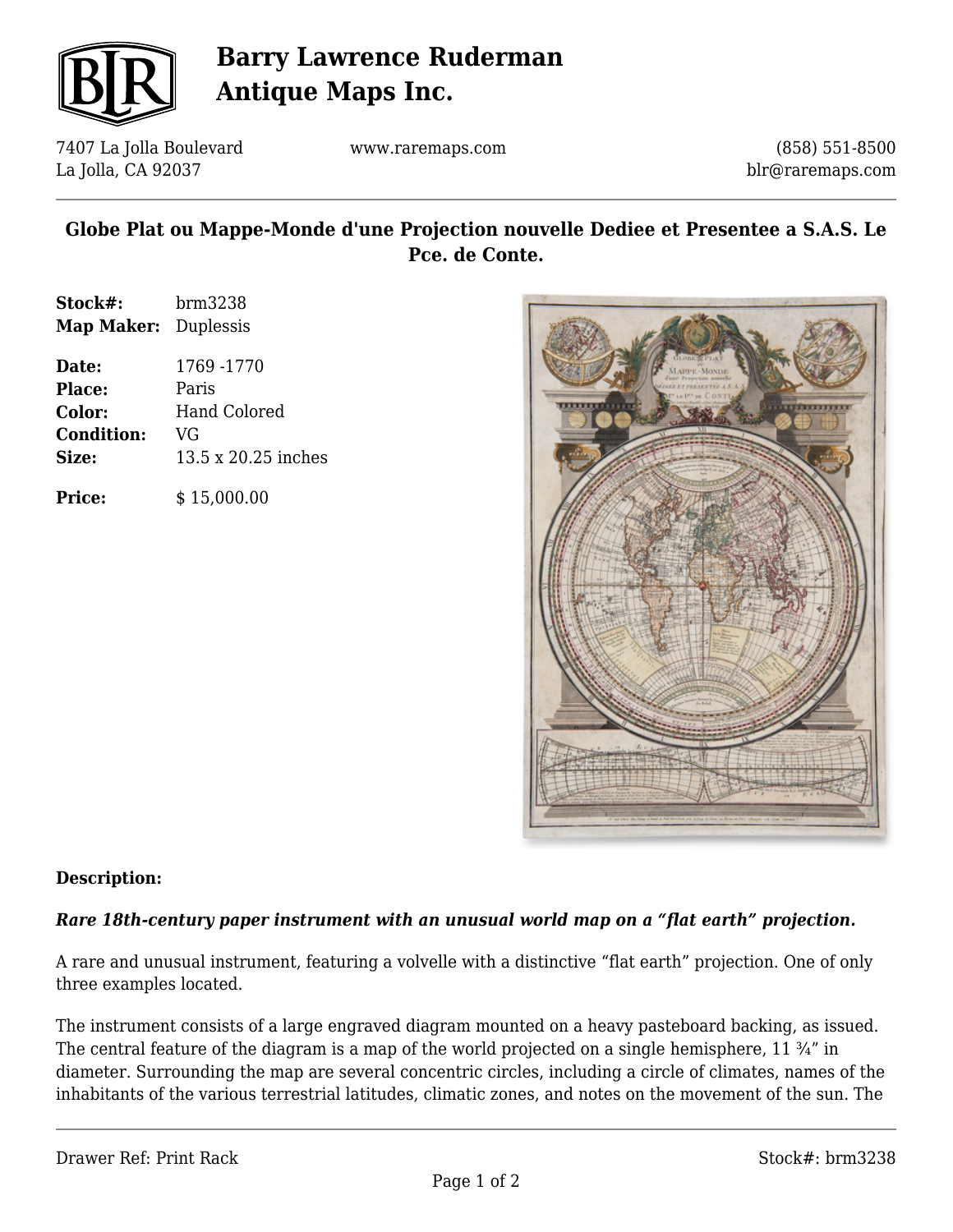# Barry Lawrence Ruderman Antique Maps Inc.

7407 La Jolla Boulevard
La Jolla, CA 92037

www.raremaps.com

(858) 551-8500
blr@raremaps.com

## Globe Plat ou Mappe-Monde d'une Projection nouvelle Dediee et Presentee a S.A.S. Le Pce. de Conte.

**Stock#:** brm3238
**Map Maker:** Duplessis

**Date:** 1769 -1770
**Place:** Paris
**Color:** Hand Colored
**Condition:** VG
**Size:** 13.5 x 20.25 inches

**Price:** $ 15,000.00

**Description:**

***Rare 18th-century paper instrument with an unusual world map on a "flat earth" projection.***

A rare and unusual instrument, featuring a volvelle with a distinctive "flat earth" projection. One of only three examples located.

The instrument consists of a large engraved diagram mounted on a heavy pasteboard backing, as issued. The central feature of the diagram is a map of the world projected on a single hemisphere, 11 ¾" in diameter. Surrounding the map are several concentric circles, including a circle of climates, names of the inhabitants of the various terrestrial latitudes, climatic zones, and notes on the movement of the sun. The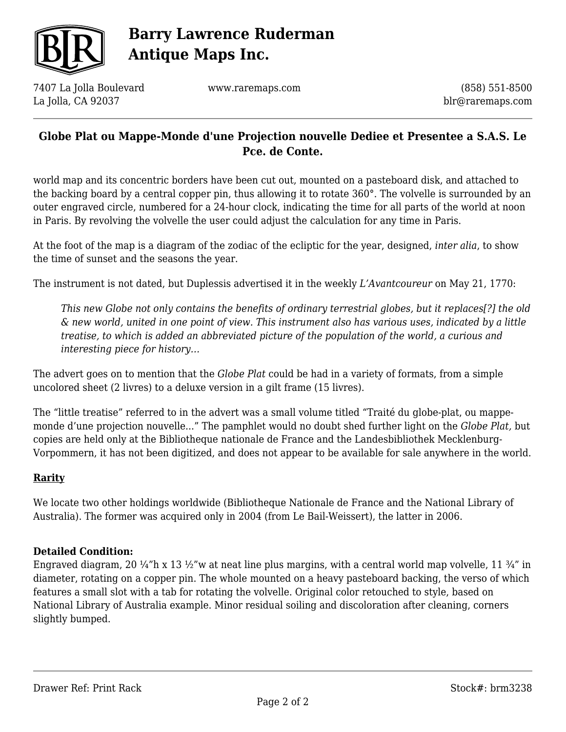world map and its concentric borders have been cut out, mounted on a pasteboard disk, and attached to the backing board by a central copper pin, thus allowing it to rotate 360°. The volvelle is surrounded by an outer engraved circle, numbered for a 24-hour clock, indicating the time for all parts of the world at noon in Paris. By revolving the volvelle the user could adjust the calculation for any time in Paris.

At the foot of the map is a diagram of the zodiac of the ecliptic for the year, designed, *inter alia*, to show the time of sunset and the seasons the year.

The instrument is not dated, but Duplessis advertised it in the weekly *L'Avantcoureur* on May 21, 1770:

> *This new Globe not only contains the benefits of ordinary terrestrial globes, but it replaces[?] the old & new world, united in one point of view. This instrument also has various uses, indicated by a little treatise, to which is added an abbreviated picture of the population of the world, a curious and interesting piece for history...*

The advert goes on to mention that the *Globe Plat* could be had in a variety of formats, from a simple uncolored sheet (2 livres) to a deluxe version in a gilt frame (15 livres).

The "little treatise" referred to in the advert was a small volume titled "Traité du globe-plat, ou mappe-monde d'une projection nouvelle..." The pamphlet would no doubt shed further light on the *Globe Plat,* but copies are held only at the Bibliotheque nationale de France and the Landesbibliothek Mecklenburg-Vorpommern, it has not been digitized, and does not appear to be available for sale anywhere in the world.

**Rarity**

We locate two other holdings worldwide (Bibliotheque Nationale de France and the National Library of Australia). The former was acquired only in 2004 (from Le Bail-Weissert), the latter in 2006.

**Detailed Condition:**

Engraved diagram, 20 ¼"h x 13 ½"w at neat line plus margins, with a central world map volvelle, 11 ¾" in diameter, rotating on a copper pin. The whole mounted on a heavy pasteboard backing, the verso of which features a small slot with a tab for rotating the volvelle. Original color retouched to style, based on National Library of Australia example. Minor residual soiling and discoloration after cleaning, corners slightly bumped.